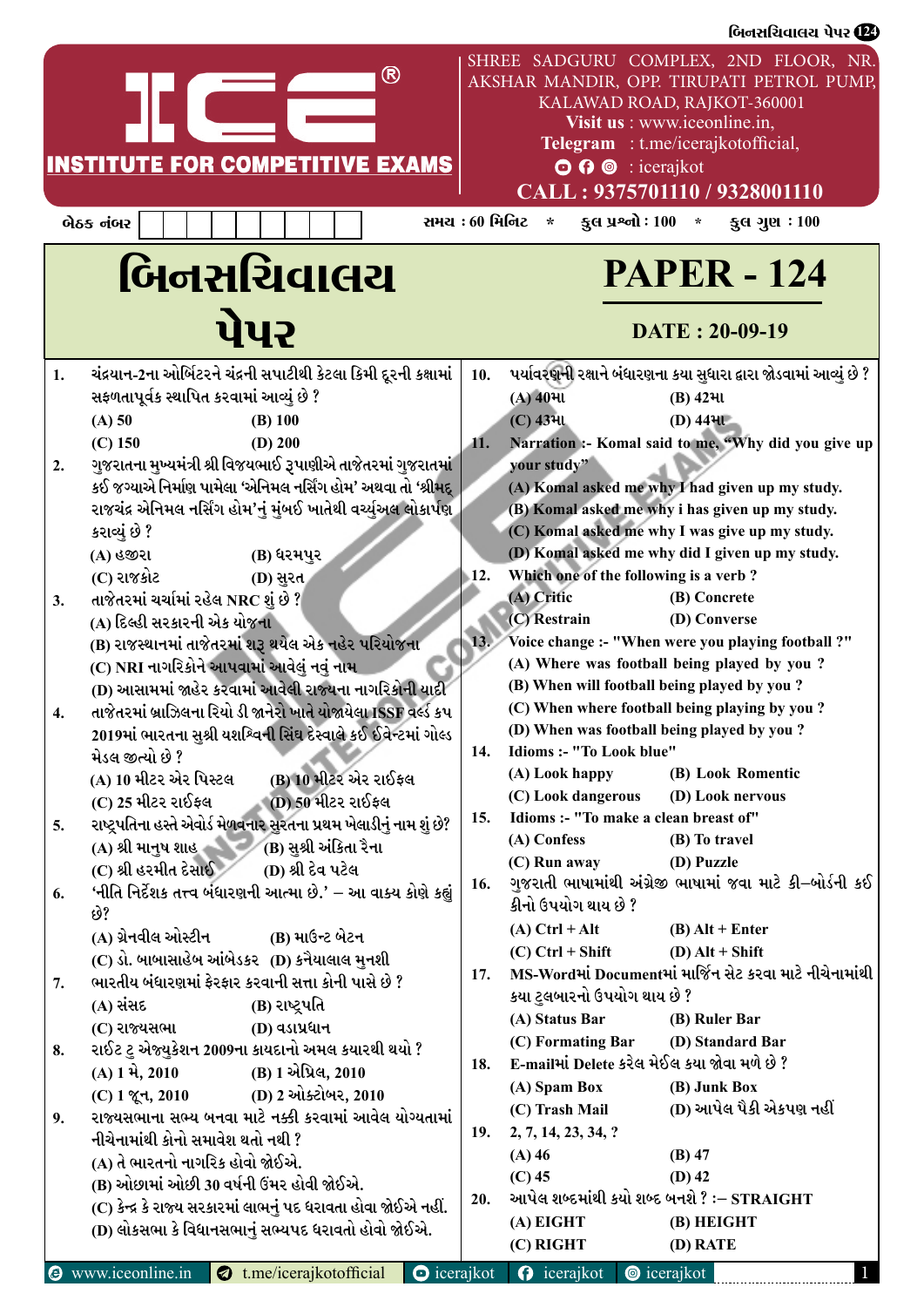ICE®
INSTITUTE FOR COMPETITIVE EXAMS

SHREE SADGURU COMPLEX, 2ND FLOOR, NR. AKSHAR MANDIR, OPP. TIRUPATI PETROL PUMP, KALAWAD ROAD, RAJKOT-360001
**Visit us** : www.iceonline.in,
**Telegram** : t.me/icerajkotofficial,
: icerajkot
**CALL : 9375701110 / 9328001110**

બેઠક નંબર | | | | | | | | | |

**સમય : 60 મિનિટ * કુલ પ્રશ્નો : 100 * કુલ ગુણ : 100**

# બિનસચિવાલય પેપર

# PAPER - 124

**DATE : 20-09-19**

**1. ચંદ્રયાન-2ના ઓર્બિટરને ચંદ્રની સપાટીથી કેટલા કિમી દૂરની કક્ષામાં સફળતાપૂર્વક સ્થાપિત કરવામાં આવ્યું છે ?**
(A) 50 (B) 100
(C) 150 (D) 200

**2. ગુજરાતના મુખ્યમંત્રી શ્રી વિજયભાઈ રૂપાણીએ તાજેતરમાં ગુજરાતમાં કઈ જગ્યાએ નિર્માણ પામેલા 'એનિમલ નર્સિંગ હોમ' અથવા તો 'શ્રીમદ્ રાજચંદ્ર એનિમલ નર્સિંગ હોમ'નું મુંબઈ ખાતેથી વર્ચ્યુઅલ લોકાર્પણ કરાવ્યું છે ?**
(A) હજીરા (B) ધરમપુર
(C) રાજકોટ (D) સુરત

**3. તાજેતરમાં ચર્ચામાં રહેલ NRC શું છે ?**
(A) દિલ્હી સરકારની એક યોજના
(B) રાજસ્થાનમાં તાજેતરમાં શરૂ થયેલ એક નહેર પરિયોજના
(C) NRI નાગરિકોને આપવામાં આવેલું નવું નામ
(D) આસામમાં જાહેર કરવામાં આવેલી રાજ્યના નાગરિકોની યાદી

**4. તાજેતરમાં બ્રાઝિલના રિયો ડી જાનેરો ખાતે યોજાયેલા ISSF વર્લ્ડ કપ 2019માં ભારતના સુશ્રી યશસ્વિની સિંઘ દેસ્વાલે કઈ ઈવેન્ટમાં ગોલ્ડ મેડલ જીત્યો છે ?**
(A) 10 મીટર એર પિસ્ટલ (B) 10 મીટર એર રાઈફલ
(C) 25 મીટર રાઈફલ (D) 50 મીટર રાઈફલ

**5. રાષ્ટ્રપતિના હસ્તે એવોર્ડ મેળવનાર સુરતના પ્રથમ ખેલાડીનું નામ શું છે?**
(A) શ્રી માનુષ શાહ (B) સુશ્રી અંકિતા રૈના
(C) શ્રી હરમીત દેસાઈ (D) શ્રી દેવ પટેલ

**6. 'નીતિ નિર્દેશક તત્ત્વ બંધારણની આત્મા છે.' – આ વાક્ય કોણે કહ્યું છે?**
(A) ગ્રેનવીલ ઓસ્ટીન (B) માઉન્ટ બેટન
(C) ડો. બાબાસાહેબ આંબેડકર (D) કનૈયાલાલ મુનશી

**7. ભારતીય બંધારણમાં ફેરફાર કરવાની સત્તા કોની પાસે છે ?**
(A) સંસદ (B) રાષ્ટ્રપતિ
(C) રાજ્યસભા (D) વડાપ્રધાન

**8. રાઈટ ટુ એજ્યુકેશન 2009ના કાયદાનો અમલ ક્યારથી થયો ?**
(A) 1 મે, 2010 (B) 1 એપ્રિલ, 2010
(C) 1 જૂન, 2010 (D) 2 ઓક્ટોબર, 2010

**9. રાજ્યસભાના સભ્ય બનવા માટે નક્કી કરવામાં આવેલ યોગ્યતામાં નીચેનામાંથી કોનો સમાવેશ થતો નથી ?**
(A) તે ભારતનો નાગરિક હોવો જોઈએ.
(B) ઓછામાં ઓછી 30 વર્ષની ઉંમર હોવી જોઈએ.
(C) કેન્દ્ર કે રાજ્ય સરકારમાં લાભનું પદ ધરાવતા હોવા જોઈએ નહીં.
(D) લોકસભા કે વિધાનસભાનું સભ્યપદ ધરાવતો હોવો જોઈએ.

**10. પર્યાવરણની રક્ષાને બંધારણના કયા સુધારા દ્વારા જોડવામાં આવ્યું છે ?**
(A) 40મા (B) 42મા
(C) 43મા (D) 44મા

**11. Narration :- Komal said to me, "Why did you give up your study"**
(A) Komal asked me why I had given up my study.
(B) Komal asked me why i has given up my study.
(C) Komal asked me why I was give up my study.
(D) Komal asked me why did I given up my study.

**12. Which one of the following is a verb ?**
(A) Critic (B) Concrete
(C) Restrain (D) Converse

**13. Voice change :- "When were you playing football ?"**
(A) Where was football being played by you ?
(B) When will football being played by you ?
(C) When where football being playing by you ?
(D) When was football being played by you ?

**14. Idioms :- "To Look blue"**
(A) Look happy (B) Look Romentic
(C) Look dangerous (D) Look nervous

**15. Idioms :- "To make a clean breast of"**
(A) Confess (B) To travel
(C) Run away (D) Puzzle

**16. ગુજરાતી ભાષામાંથી અંગ્રેજી ભાષામાં જવા માટે કી–બોર્ડની કઈ કીનો ઉપયોગ થાય છે ?**
(A) Ctrl + Alt (B) Alt + Enter
(C) Ctrl + Shift (D) Alt + Shift

**17. MS-WordMાં Documentમાં માર્જિન સેટ કરવા માટે નીચેનામાંથી કયા ટુલબારનો ઉપયોગ થાય છે ?**
(A) Status Bar (B) Ruler Bar
(C) Formating Bar (D) Standard Bar

**18. E-mailમાં Delete કરેલ મેઈલ કયા જોવા મળે છે ?**
(A) Spam Box (B) Junk Box
(C) Trash Mail (D) આપેલ પૈકી એકપણ નહીં

**19. 2, 7, 14, 23, 34, ?**
(A) 46 (B) 47
(C) 45 (D) 42

**20. આપેલ શબ્દમાંથી કયો શબ્દ બનશે ? :– STRAIGHT**
(A) EIGHT (B) HEIGHT
(C) RIGHT (D) RATE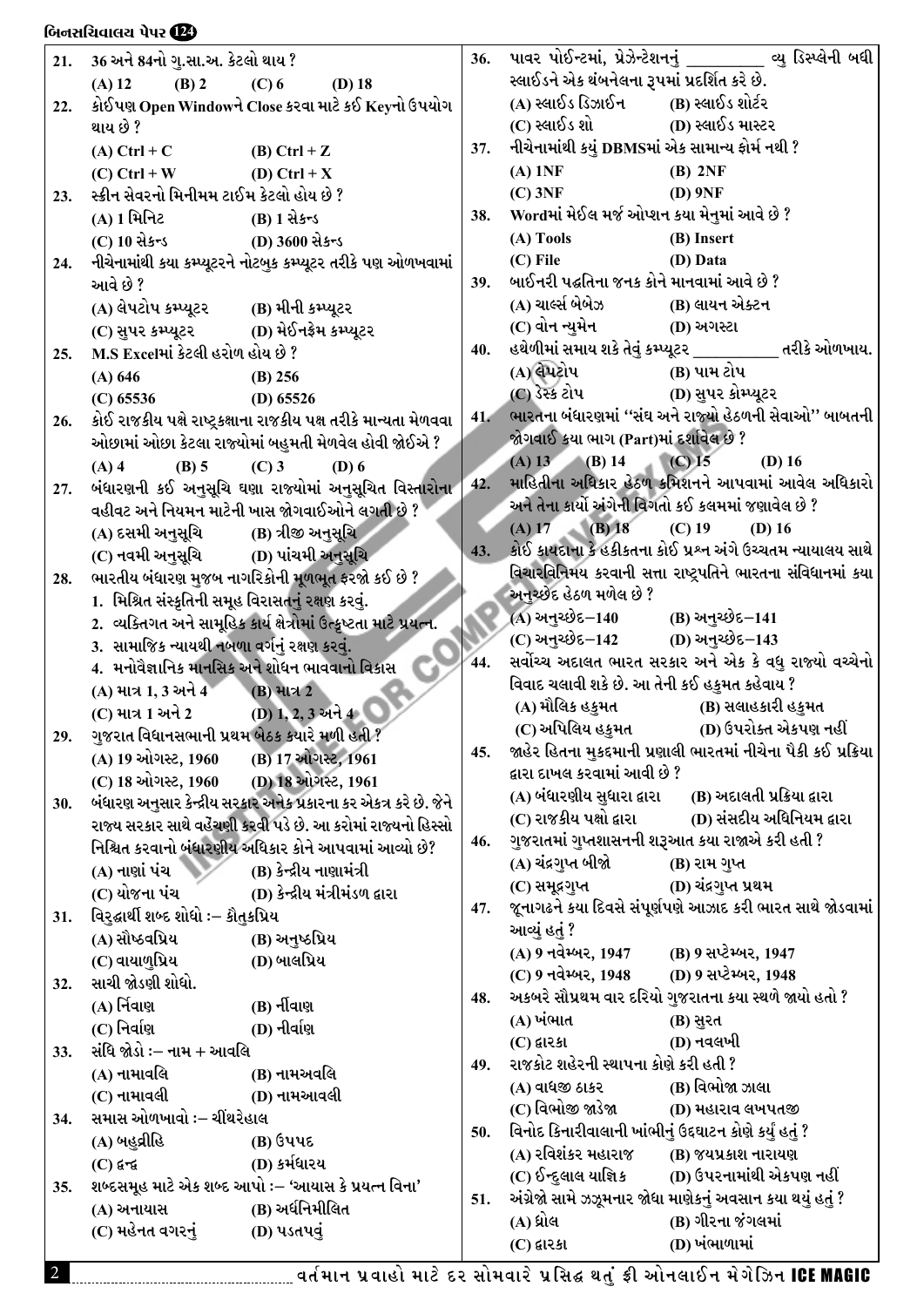21. 36 અને 84નો ગુ.સા.અ. કેટલો થાય ?
(A) 12 (B) 2 (C) 6 (D) 18

22. કોઈપણ Open Windowને Close કરવા માટે કઈ Keyનો ઉપયોગ થાય છે ?
(A) Ctrl + C (B) Ctrl + Z
(C) Ctrl + W (D) Ctrl + X

23. સ્ક્રીન સેવરનો મિનીમમ ટાઈમ કેટલો હોય છે ?
(A) 1 મિનિટ (B) 1 સેકન્ડ
(C) 10 સેકન્ડ (D) 3600 સેકન્ડ

24. નીચેનામાંથી કયા કમ્પ્યૂટરને નોટબુક કમ્પ્યૂટર તરીકે પણ ઓળખવામાં આવે છે ?
(A) લેપટોપ કમ્પ્યૂટર (B) મીની કમ્પ્યૂટર
(C) સુપર કમ્પ્યૂટર (D) મેઈનફ્રેમ કમ્પ્યૂટર

25. M.S Excelમાં કેટલી હરોળ હોય છે ?
(A) 646 (B) 256
(C) 65536 (D) 65526

26. કોઈ રાજકીય પક્ષે રાષ્ટ્રકક્ષાના રાજકીય પક્ષ તરીકે માન્યતા મેળવવા ઓછામાં ઓછા કેટલા રાજ્યોમાં બહુમતી મેળવેલ હોવી જોઈએ ?
(A) 4 (B) 5 (C) 3 (D) 6

27. બંધારણની કઈ અનુસૂચિ ઘણા રાજ્યોમાં અનુસૂચિત વિસ્તારોના વહીવટ અને નિયમન માટેની ખાસ જોગવાઈઓને લગતી છે ?
(A) દસમી અનુસૂચિ (B) ત્રીજી અનુસૂચિ
(C) નવમી અનુસૂચિ (D) પાંચમી અનુસૂચિ

28. ભારતીય બંધારણ મુજબ નાગરિકોની મૂળભૂત ફરજો કઈ છે ?
1. મિશ્રિત સંસ્કૃતિની સમૂહ વિરાસતનું રક્ષણ કરવું.
2. વ્યક્તિગત અને સામૂહિક કાર્ય ક્ષેત્રોમાં ઉત્કૃષ્ટતા માટે પ્રયત્ન.
3. સામાજિક ન્યાયથી નબળા વર્ગનું રક્ષણ કરવું.
4. મનોવૈજ્ઞાનિક માનસિક અને શોધન ભાવવાનો વિકાસ
(A) માત્ર 1, 3 અને 4 (B) માત્ર 2
(C) માત્ર 1 અને 2 (D) 1, 2, 3 અને 4

29. ગુજરાત વિધાનસભાની પ્રથમ બેઠક ક્યારે મળી હતી ?
(A) 19 ઓગસ્ટ, 1960 (B) 17 ઓગસ્ટ, 1961
(C) 18 ઓગસ્ટ, 1960 (D) 18 ઓગસ્ટ, 1961

30. બંધારણ અનુસાર કેન્દ્રીય સરકાર અનેક પ્રકારના કર એકત્ર કરે છે. જેને રાજ્ય સરકાર સાથે વહેંચણી કરવી પડે છે. આ કરોમાં રાજ્યનો હિસ્સો નિશ્ચિત કરવાનો બંધારણીય અધિકાર કોને આપવામાં આવ્યો છે?
(A) નાણાં પંચ (B) કેન્દ્રીય નાણામંત્રી
(C) યોજના પંચ (D) કેન્દ્રીય મંત્રીમંડળ દ્વારા

31. વિરુદ્ધાર્થી શબ્દ શોધો :– કૌતુકપ્રિય
(A) સૌષ્ઠવપ્રિય (B) અનુષ્ઠપ્રિય
(C) વાયાળુપ્રિય (D) બાલપ્રિય

32. સાચી જોડણી શોધો.
(A) નિંવાણ (B) નીંવાણ
(C) નિર્વાણ (D) નીર્વાણ

33. સંધિ જોડો :– નામ + આવલિ
(A) નામાવલિ (B) નામઅવલિ
(C) નામાવલી (D) નામઆવલી

34. સમાસ ઓળખાવો :– ચીંથરેહાલ
(A) બહુવ્રીહિ (B) ઉપપદ
(C) દ્વન્દ્વ (D) કર્મધારય

35. શબ્દસમૂહ માટે એક શબ્દ આપો :– 'આયાસ કે પ્રયત્ન વિના'
(A) અનાયાસ (B) અર્ધનિમીલિત
(C) મહેનત વગરનું (D) પડતપવું

36. પાવર પોઈન્ટમાં, પ્રેઝેન્ટેશનનું __________ વ્યુ ડિસ્પ્લેની બધી સ્લાઈડને એક થંબનેલના રૂપમાં પ્રદર્શિત કરે છે.
(A) સ્લાઈડ ડિઝાઈન (B) સ્લાઈડ શોર્ટર
(C) સ્લાઈડ શો (D) સ્લાઈડ માસ્ટર

37. નીચેનામાંથી કયું DBMSમાં એક સામાન્ય ફોર્મ નથી ?
(A) 1NF (B) 2NF
(C) 3NF (D) 9NF

38. Wordમાં મેઈલ મર્જ ઓપ્શન કયા મેનુમાં આવે છે ?
(A) Tools (B) Insert
(C) File (D) Data

39. બાઈનરી પદ્ધતિના જનક કોને માનવામાં આવે છે ?
(A) ચાર્લ્સ બેબેઝ (B) લાયન એક્ટન
(C) વોન ન્યુમેન (D) અગસ્ટા

40. હથેળીમાં સમાય શકે તેવું કમ્પ્યૂટર __________ તરીકે ઓળખાય.
(A) લેપટોપ (B) પામ ટોપ
(C) ડેસ્ક ટોપ (D) સુપર કોમ્પ્યૂટર

41. ભારતના બંધારણમાં "સંઘ અને રાજ્યો હેઠળની સેવાઓ" બાબતની જોગવાઈ કયા ભાગ (Part)માં દર્શાવેલ છે ?
(A) 13 (B) 14 (C) 15 (D) 16

42. માહિતીના અધિકાર હેઠળ કમિશનને આપવામાં આવેલ અધિકારો અને તેના કાર્યો અંગેની વિગતો કઈ કલમમાં જણાવેલ છે ?
(A) 17 (B) 18 (C) 19 (D) 16

43. કોઈ કાયદાના કે હકીકતના કોઈ પ્રશ્ન અંગે ઉચ્ચતમ ન્યાયાલય સાથે વિચારવિનિમય કરવાની સત્તા રાષ્ટ્રપતિને ભારતના સંવિધાનમાં કયા અનુચ્છેદ હેઠળ મળેલ છે ?
(A) અનુચ્છેદ–140 (B) અનુચ્છેદ–141
(C) અનુચ્છેદ–142 (D) અનુચ્છેદ–143

44. સર્વોચ્ચ અદાલત ભારત સરકાર અને એક કે વધુ રાજ્યો વચ્ચેનો વિવાદ ચલાવી શકે છે. આ તેની કઈ હકુમત કહેવાય ?
(A) મૌલિક હકુમત (B) સલાહકારી હકુમત
(C) અપિલિય હકુમત (D) ઉપરોક્ત એકપણ નહીં

45. જાહેર હિતના મુકદમાની પ્રણાલી ભારતમાં નીચેના પૈકી કઈ પ્રક્રિયા દ્વારા દાખલ કરવામાં આવી છે ?
(A) બંધારણીય સુધારા દ્વારા (B) અદાલતી પ્રક્રિયા દ્વારા
(C) રાજકીય પક્ષો દ્વારા (D) સંસદીય અધિનિયમ દ્વારા

46. ગુજરાતમાં ગુપ્તશાસનની શરૂઆત કયા રાજાએ કરી હતી ?
(A) ચંદ્રગુપ્ત બીજો (B) રામ ગુપ્ત
(C) સમુદ્રગુપ્ત (D) ચંદ્રગુપ્ત પ્રથમ

47. જૂનાગઢને કયા દિવસે સંપૂર્ણપણે આઝાદ કરી ભારત સાથે જોડવામાં આવ્યું હતું ?
(A) 9 નવેમ્બર, 1947 (B) 9 સપ્ટેમ્બર, 1947
(C) 9 નવેમ્બર, 1948 (D) 9 સપ્ટેમ્બર, 1948

48. અકબરે સૌપ્રથમ વાર દરિયો ગુજરાતના કયા સ્થળે જાયો હતો ?
(A) ખંભાત (B) સુરત
(C) દ્વારકા (D) નવલખી

49. રાજકોટ શહેરની સ્થાપના કોણે કરી હતી ?
(A) વાઘજી ઠાકર (B) વિભોજી ઝાલા
(C) વિભોજી જાડેજા (D) મહારાવ લખપતજી

50. વિનોદ કિનારીવાલાની ખાંભીનું ઉદ્દઘાટન કોણે કર્યું હતું ?
(A) રવિશંકર મહારાજ (B) જયપ્રકાશ નારાયણ
(C) ઈન્દુલાલ યાજ્ઞિક (D) ઉપરનામાંથી એકપણ નહીં

51. અંગ્રેજો સામે ઝઝૂમનાર જોધા માણેકનું અવસાન કયા થયું હતું ?
(A) ધ્રોલ (B) ગીરના જંગલમાં
(C) દ્વારકા (D) ખંભાળામાં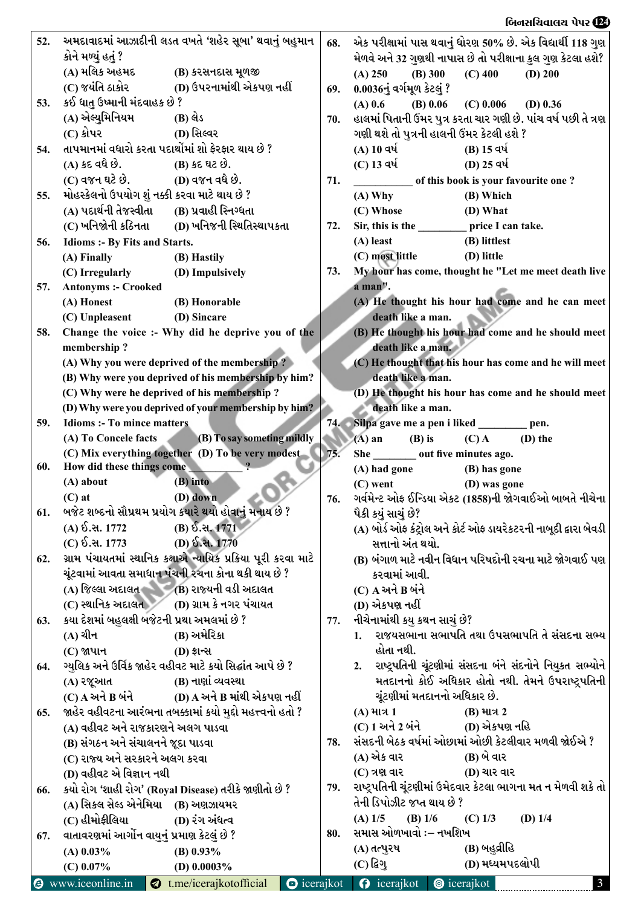52. અમદાવાદમાં આઝાદીની લડત વખતે 'શહેર સૂબા' થવાનું બહુમાન કોને મળ્યું હતું ?
(A) મલિક અહમદ (B) કરસનદાસ મૂળજી
(C) જયંતિ ઠાકોર (D) ઉપરનામાંથી એકપણ નહીં

53. કઈ ધાતુ ઉષ્માની મંદવાહક છે ?
(A) એલ્યુમિનિયમ (B) લેડ
(C) કોપર (D) સિલ્વર

54. તાપમાનમાં વધારો કરતા પદાર્થોમાં શો ફેરફાર થાય છે ?
(A) કદ વધે છે. (B) કદ ઘટ છે.
(C) વજન ઘટે છે. (D) વજન વધે છે.

55. મોહસ્કેલનો ઉપયોગ શું નક્કી કરવા માટે થાય છે ?
(A) પદાર્થની તેજસ્વીતા (B) પ્રવાહી સ્નિગ્ધતા
(C) ખનિજોની કઠિનતા (D) ખનિજની સ્થિતિસ્થાપકતા

56. Idioms :- By Fits and Starts.
(A) Finally (B) Hastily
(C) Irregularly (D) Impulsively

57. Antonyms :- Crooked
(A) Honest (B) Honorable
(C) Unpleasent (D) Sincare

58. Change the voice :- Why did he deprive you of the membership ?
(A) Why you were deprived of the membership ?
(B) Why were you deprived of his membership by him?
(C) Why were he deprived of his membership ?
(D) Why were you deprived of your membership by him?

59. Idioms :- To mince matters
(A) To Concele facts (B) To say someting mildly
(C) Mix everything together (D) To be very modest

60. How did these things come ___________ ?
(A) about (B) into
(C) at (D) down

61. બજેટ શબ્દનો સૌપ્રથમ પ્રયોગ ક્યારે થયો હોવાનું મનાય છે ?
(A) ઈ.સ. 1772 (B) ઈ.સ. 1771
(C) ઈ.સ. 1773 (D) ઈ.સ. 1770

62. ગ્રામ પંચાયતમાં સ્થાનિક કક્ષાએ ન્યાયિક પ્રક્રિયા પૂરી કરવા માટે ચૂંટવામાં આવતા સમાધાન પંચની રચના કોના થકી થાય છે ?
(A) જિલ્લા અદાલત (B) રાજ્યની વડી અદાલત
(C) સ્થાનિક અદાલત (D) ગ્રામ કે નગર પંચાયત

63. કયા દેશમાં બહુલક્ષી બજેટની પ્રથા અમલમાં છે ?
(A) ચીન (B) અમેરિકા
(C) જાપાન (D) ફ્રાન્સ

64. ગ્યુલિક અને ઉર્વિક જાહેર વહીવટ માટે કયો સિદ્ધાંત આપે છે ?
(A) રજૂઆત (B) નાણાં વ્યવસ્થા
(C) A અને B બંને (D) A અને B માંથી એકપણ નહીં

65. જાહેર વહીવટના આરંભના તબક્કામાં કયો મુદ્દો મહત્ત્વનો હતો ?
(A) વહીવટ અને રાજકારણને અલગ પાડવા
(B) સંગઠન અને સંચાલનને જૂદા પાડવા
(C) રાજ્ય અને સરકારને અલગ કરવા
(D) વહીવટ એ વિજ્ઞાન નથી

66. કયો રોગ 'શાહી રોગ' (Royal Disease) તરીકે જાણીતો છે ?
(A) સિકલ સેલ્ડ એનેમિયા (B) અલ્ઝાયમર
(C) હીમોફીલિયા (D) રંગ અંધત્વ

67. વાતાવરણમાં આર્ગોન વાયુનું પ્રમાણ કેટલું છે ?
(A) 0.03% (B) 0.93%
(C) 0.07% (D) 0.0003%

68. એક પરીક્ષામાં પાસ થવાનું ધોરણ 50% છે. એક વિદ્યાર્થી 118 ગુણ મેળવે અને 32 ગુણથી નાપાસ છે તો પરીક્ષાના કુલ ગુણ કેટલા હશે?
(A) 250 (B) 300 (C) 400 (D) 200

69. 0.0036નું વર્ગમૂળ કેટલું ?
(A) 0.6 (B) 0.06 (C) 0.006 (D) 0.36

70. હાલમાં પિતાની ઉંમર પુત્ર કરતા ચાર ગણી છે. પાંચ વર્ષ પછી તે ત્રણ ગણી થશે તો પુત્રની હાલની ઉંમર કેટલી હશે ?
(A) 10 વર્ષ (B) 15 વર્ષ
(C) 13 વર્ષ (D) 25 વર્ષ

71. ___________ of this book is your favourite one ?
(A) Why (B) Which
(C) Whose (D) What

72. Sir, this is the _________ price I can take.
(A) least (B) littlest
(C) most little (D) little

73. My hour has come, thought he "Let me meet death live a man".
(A) He thought his hour had come and he can meet death like a man.
(B) He thought his hour had come and he should meet death like a man.
(C) He thought that his hour has come and he will meet death like a man.
(D) He thought his hour has come and he should meet death like a man.

74. Silpa gave me a pen i liked _________ pen.
(A) an (B) is (C) A (D) the

75. She ________ out five minutes ago.
(A) had gone (B) has gone
(C) went (D) was gone

76. ગર્વમેન્ટ ઓફ ઈન્ડિયા એક્ટ (1858)ની જોગવાઈઓ બાબતે નીચેના પૈકી કયું સાચું છે?
(A) બોર્ડ ઓફ કંટ્રોલ અને કોર્ટ ઓફ ડાયરેક્ટરની નાબૂદી દ્વારા બેવડી સત્તાનો અંત થયો.
(B) બંગાળ માટે નવીન વિધાન પરિષદોની રચના માટે જોગવાઈ પણ કરવામાં આવી.
(C) A અને B બંને
(D) એકપણ નહીં

77. નીચેનામાંથી કયુ કથન સાચું છે?
1. રાજ્યસભાના સભાપતિ તથા ઉપસભાપતિ તે સંસદના સભ્ય હોતા નથી.
2. રાષ્ટ્રપતિની ચૂંટણીમાં સંસદના બંને સંદનોને નિયુક્ત સભ્યોને મતદાનનો કોઈ અધિકાર હોતો નથી. તેમને ઉપરાષ્ટ્રપતિની ચૂંટણીમાં મતદાનનો અધિકાર છે.
(A) માત્ર 1 (B) માત્ર 2
(C) 1 અને 2 બંને (D) એકપણ નહિ

78. સંસદની બેઠક વર્ષમાં ઓછામાં ઓછી કેટલીવાર મળવી જોઈએ ?
(A) એક વાર (B) બે વાર
(C) ત્રણ વાર (D) ચાર વાર

79. રાષ્ટ્રપતિની ચૂંટણીમાં ઉમેદવાર કેટલા ભાગના મત ન મેળવી શકે તો તેની ડિપોઝીટ જપ્ત થાય છે ?
(A) 1/5 (B) 1/6 (C) 1/3 (D) 1/4

80. સમાસ ઓળખાવો :– નખશિખ
(A) તત્પુરષ (B) બહુવ્રીહિ
(C) દ્વિગુ (D) મધ્યમપદલોપી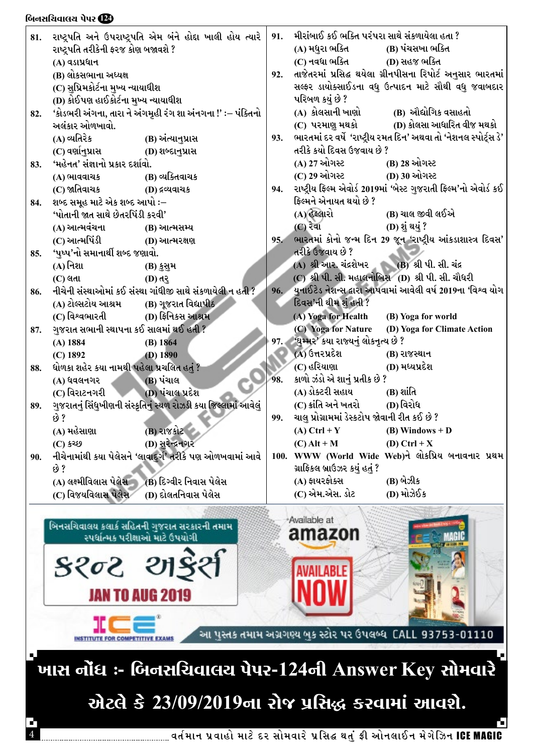81. રાષ્ટ્રપતિ અને ઉપરાષ્ટ્રપતિ એમ બંને હોદ્દા ખાલી હોય ત્યારે રાષ્ટ્રપતિ તરીકેની ફરજ કોણ બજાવશે ?
(A) વડાપ્રધાન
(B) લોકસભાના અધ્યક્ષ
(C) સુપ્રિમકોર્ટના મુખ્ય ન્યાયાધીશ
(D) કોઈપણ હાઈકોર્ટના મુખ્ય ન્યાયાધીશ

82. 'કોડભરી અંગના, તારા ને અંગમૂહી રંગ શા અંનગના !' :– પંક્તિનો અલંકાર ઓળખાવો.
(A) વ્યતિરેક (B) અંત્યાનુપ્રાસ
(C) વર્ણાનુપ્રાસ (D) શબ્દાનુપ્રાસ

83. 'મહેનત' સંજ્ઞાનો પ્રકાર દર્શાવો.
(A) ભાવવાચક (B) વ્યક્તિવાચક
(C) જાતિવાચક (D) દ્રવ્યવાચક

84. શબ્દ સમૂહ માટે એક શબ્દ આપો :–
'પોતાની જાત સાથે છેતરપિંડી કરવી'
(A) આત્મવંચના (B) આત્મસમ્ય
(C) આત્મપિંડી (D) આત્મરક્ષણ

85. 'પુષ્પ'નો સમાનાર્થી શબ્દ જણાવો.
(A) નિશા (B) કુસુમ
(C) લતા (D) તરુ

86. નીચેની સંસ્થાઓમાં કઈ સંસ્થા ગાંધીજી સાથે સંકળાયેલી ન હતી ?
(A) ટોલ્સટોય આશ્રમ (B) ગુજરાત વિદ્યાપીઠ
(C) વિશ્વભારતી (D) ફિનિક્સ આશ્રમ

87. ગુજરાત સભાની સ્થાપના કઈ સાલમાં થઈ હતી ?
(A) 1884 (B) 1864
(C) 1892 (D) 1890

88. ધોળકા શહેર કયા નામથી પહેલા પ્રચલિત હતું ?
(A) ધવલનગર (B) પંચાલ
(C) વિરાટનગરી (D) પંચાલ પ્રદેશ

89. ગુજરાતનું સિંધુખીણની સંસ્કૃતિનું સ્થળ રોઝડી કયા જિલ્લામાં આવેલું છે ?
(A) મહેસાણા (B) રાજકોટ
(C) કચ્છ (D) સુરેન્દ્રનગર

90. નીચેનામાંથી કયા પેલેસને 'લાવાદુર્ગ' તરીકે પણ ઓળખવામાં આવે છે ?
(A) લક્ષ્મીવિલાસ પેલેસ (B) દિગ્વીર નિવાસ પેલેસ
(C) વિજયવિલાસ પેલેસ (D) દોલતનિવાસ પેલેસ

91. મીરાંબાઈ કઈ ભક્તિ પરંપરા સાથે સંકળાયેલા હતા ?
(A) મધુરા ભક્તિ (B) પંચસખા ભક્તિ
(C) નવધા ભક્તિ (D) સહજ ભક્તિ

92. તાજેતરમાં પ્રસિદ્ધ થયેલા ગ્રીનપીસના રિપોર્ટ અનુસાર ભારતમાં સલ્ફર ડાયોક્સાઈડના વધુ ઉત્પાદન માટે સૌથી વધુ જવાબદાર પરિબળ કયું છે ?
(A) કોલસાની ખાણો (B) ઔદ્યોગિક વસાહતો
(C) પરમાણુ મથકો (D) કોલસા આધારિત વીજ મથકો

93. ભારતમાં દર વર્ષે 'રાષ્ટ્રીય રમત દિન' અથવા તો 'નેશનલ સ્પોર્ટ્સ ડે' તરીકે કયો દિવસ ઉજવાય છે ?
(A) 27 ઓગસ્ટ (B) 28 ઓગસ્ટ
(C) 29 ઓગસ્ટ (D) 30 ઓગસ્ટ

94. રાષ્ટ્રીય ફિલ્મ એવોર્ડ 2019માં 'બેસ્ટ ગુજરાતી ફિલ્મ'નો એવોર્ડ કઈ ફિલ્મને એનાયત થયો છે ?
(A) હેલ્લારો (B) ચાલ જીવી લઈએ
(C) રેવા (D) શું થયું ?

95. ભારતમાં કોનો જન્મ દિન 29 જૂન 'રાષ્ટ્રીય આંકડાશાસ્ત્ર દિવસ' તરીકે ઉજવાય છે ?
(A) શ્રી આર. ચંદ્રશેખર (B) શ્રી પી. સી. ચંદ્ર
(C) શ્રી પી. સી. મહાલનોબિસ (D) શ્રી પી. સી. ચૌધરી

96. યુનાઈટેડ નેશન્સ દ્વારા આપવામાં આવેલી વર્ષ 2019ના 'વિશ્વ યોગ દિવસ'ની થીમ શું હતી ?
(A) Yoga for Health (B) Yoga for world
(C) Yoga for Nature (D) Yoga for Climate Action

97. 'ઘુમ્મર' કયા રાજ્યનું લોકનૃત્ય છે ?
(A) ઉત્તરપ્રદેશ (B) રાજસ્થાન
(C) હરિયાણા (D) મધ્યપ્રદેશ

98. કાળો ઝંડો એ શાનું પ્રતીક છે ?
(A) ડોક્ટરી સહાય (B) શાંતિ
(C) ક્રાંતિ અને ખતરો (D) વિરોધ

99. ચાલુ પ્રોગ્રામમાં ડેસ્કટોપ જોવાની રીત કઈ છે ?
(A) Ctrl + Y (B) Windows + D
(C) Alt + M (D) Ctrl + X

100. WWW (World Wide Web)ને લોકપ્રિય બનાવનાર પ્રથમ ગ્રાફિકલ બ્રાઉઝર કયું હતું ?
(A) ફાયરફોક્સ (B) બેઝીક
(C) એમ.એસ. ડોટ (D) મોઝેઈક

**ખાસ નોંધ :- બિનસચિવાલય પેપર-124ની Answer Key સોમવારે એટલે કે 23/09/2019ના રોજ પ્રસિદ્ધ કરવામાં આવશે.**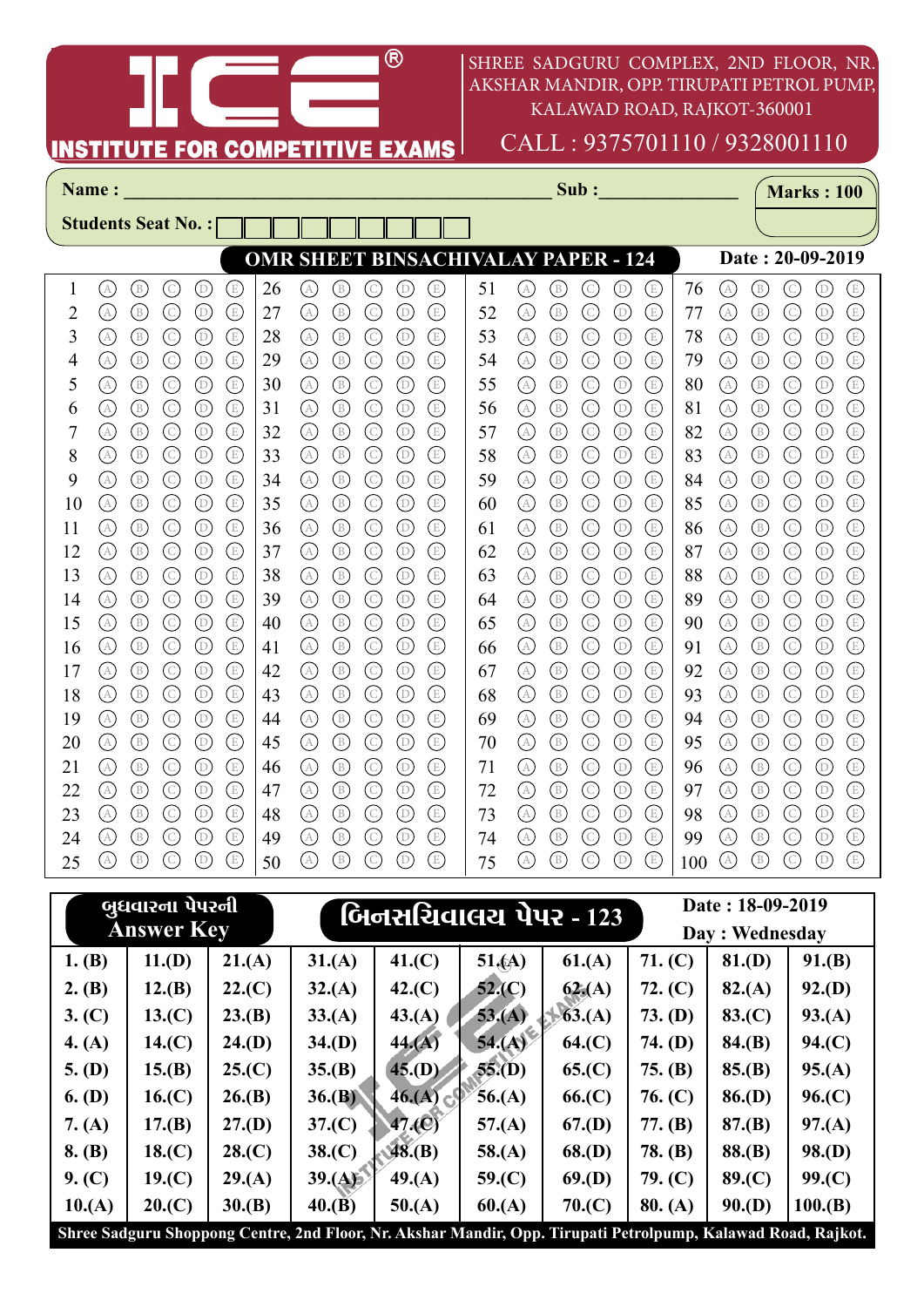# ICE® INSTITUTE FOR COMPETITIVE EXAMS

SHREE SADGURU COMPLEX, 2ND FLOOR, NR. AKSHAR MANDIR, OPP. TIRUPATI PETROL PUMP, KALAWAD ROAD, RAJKOT-360001

CALL : 9375701110 / 9328001110

**Name :** ____________________ **Sub :** ____________ **Marks : 100**

**Students Seat No. :** ☐☐☐☐☐☐☐☐☐☐

## OMR SHEET BINSACHIVALAY PAPER - 124

**Date : 20-09-2019**

| | | | |
|---|---|---|---|
| 1 Ⓐ Ⓑ Ⓒ Ⓓ Ⓔ | 26 Ⓐ Ⓑ Ⓒ Ⓓ Ⓔ | 51 Ⓐ Ⓑ Ⓒ Ⓓ Ⓔ | 76 Ⓐ Ⓑ Ⓒ Ⓓ Ⓔ |
| 2 Ⓐ Ⓑ Ⓒ Ⓓ Ⓔ | 27 Ⓐ Ⓑ Ⓒ Ⓓ Ⓔ | 52 Ⓐ Ⓑ Ⓒ Ⓓ Ⓔ | 77 Ⓐ Ⓑ Ⓒ Ⓓ Ⓔ |
| 3 Ⓐ Ⓑ Ⓒ Ⓓ Ⓔ | 28 Ⓐ Ⓑ Ⓒ Ⓓ Ⓔ | 53 Ⓐ Ⓑ Ⓒ Ⓓ Ⓔ | 78 Ⓐ Ⓑ Ⓒ Ⓓ Ⓔ |
| 4 Ⓐ Ⓑ Ⓒ Ⓓ Ⓔ | 29 Ⓐ Ⓑ Ⓒ Ⓓ Ⓔ | 54 Ⓐ Ⓑ Ⓒ Ⓓ Ⓔ | 79 Ⓐ Ⓑ Ⓒ Ⓓ Ⓔ |
| 5 Ⓐ Ⓑ Ⓒ Ⓓ Ⓔ | 30 Ⓐ Ⓑ Ⓒ Ⓓ Ⓔ | 55 Ⓐ Ⓑ Ⓒ Ⓓ Ⓔ | 80 Ⓐ Ⓑ Ⓒ Ⓓ Ⓔ |
| 6 Ⓐ Ⓑ Ⓒ Ⓓ Ⓔ | 31 Ⓐ Ⓑ Ⓒ Ⓓ Ⓔ | 56 Ⓐ Ⓑ Ⓒ Ⓓ Ⓔ | 81 Ⓐ Ⓑ Ⓒ Ⓓ Ⓔ |
| 7 Ⓐ Ⓑ Ⓒ Ⓓ Ⓔ | 32 Ⓐ Ⓑ Ⓒ Ⓓ Ⓔ | 57 Ⓐ Ⓑ Ⓒ Ⓓ Ⓔ | 82 Ⓐ Ⓑ Ⓒ Ⓓ Ⓔ |
| 8 Ⓐ Ⓑ Ⓒ Ⓓ Ⓔ | 33 Ⓐ Ⓑ Ⓒ Ⓓ Ⓔ | 58 Ⓐ Ⓑ Ⓒ Ⓓ Ⓔ | 83 Ⓐ Ⓑ Ⓒ Ⓓ Ⓔ |
| 9 Ⓐ Ⓑ Ⓒ Ⓓ Ⓔ | 34 Ⓐ Ⓑ Ⓒ Ⓓ Ⓔ | 59 Ⓐ Ⓑ Ⓒ Ⓓ Ⓔ | 84 Ⓐ Ⓑ Ⓒ Ⓓ Ⓔ |
| 10 Ⓐ Ⓑ Ⓒ Ⓓ Ⓔ | 35 Ⓐ Ⓑ Ⓒ Ⓓ Ⓔ | 60 Ⓐ Ⓑ Ⓒ Ⓓ Ⓔ | 85 Ⓐ Ⓑ Ⓒ Ⓓ Ⓔ |
| 11 Ⓐ Ⓑ Ⓒ Ⓓ Ⓔ | 36 Ⓐ Ⓑ Ⓒ Ⓓ Ⓔ | 61 Ⓐ Ⓑ Ⓒ Ⓓ Ⓔ | 86 Ⓐ Ⓑ Ⓒ Ⓓ Ⓔ |
| 12 Ⓐ Ⓑ Ⓒ Ⓓ Ⓔ | 37 Ⓐ Ⓑ Ⓒ Ⓓ Ⓔ | 62 Ⓐ Ⓑ Ⓒ Ⓓ Ⓔ | 87 Ⓐ Ⓑ Ⓒ Ⓓ Ⓔ |
| 13 Ⓐ Ⓑ Ⓒ Ⓓ Ⓔ | 38 Ⓐ Ⓑ Ⓒ Ⓓ Ⓔ | 63 Ⓐ Ⓑ Ⓒ Ⓓ Ⓔ | 88 Ⓐ Ⓑ Ⓒ Ⓓ Ⓔ |
| 14 Ⓐ Ⓑ Ⓒ Ⓓ Ⓔ | 39 Ⓐ Ⓑ Ⓒ Ⓓ Ⓔ | 64 Ⓐ Ⓑ Ⓒ Ⓓ Ⓔ | 89 Ⓐ Ⓑ Ⓒ Ⓓ Ⓔ |
| 15 Ⓐ Ⓑ Ⓒ Ⓓ Ⓔ | 40 Ⓐ Ⓑ Ⓒ Ⓓ Ⓔ | 65 Ⓐ Ⓑ Ⓒ Ⓓ Ⓔ | 90 Ⓐ Ⓑ Ⓒ Ⓓ Ⓔ |
| 16 Ⓐ Ⓑ Ⓒ Ⓓ Ⓔ | 41 Ⓐ Ⓑ Ⓒ Ⓓ Ⓔ | 66 Ⓐ Ⓑ Ⓒ Ⓓ Ⓔ | 91 Ⓐ Ⓑ Ⓒ Ⓓ Ⓔ |
| 17 Ⓐ Ⓑ Ⓒ Ⓓ Ⓔ | 42 Ⓐ Ⓑ Ⓒ Ⓓ Ⓔ | 67 Ⓐ Ⓑ Ⓒ Ⓓ Ⓔ | 92 Ⓐ Ⓑ Ⓒ Ⓓ Ⓔ |
| 18 Ⓐ Ⓑ Ⓒ Ⓓ Ⓔ | 43 Ⓐ Ⓑ Ⓒ Ⓓ Ⓔ | 68 Ⓐ Ⓑ Ⓒ Ⓓ Ⓔ | 93 Ⓐ Ⓑ Ⓒ Ⓓ Ⓔ |
| 19 Ⓐ Ⓑ Ⓒ Ⓓ Ⓔ | 44 Ⓐ Ⓑ Ⓒ Ⓓ Ⓔ | 69 Ⓐ Ⓑ Ⓒ Ⓓ Ⓔ | 94 Ⓐ Ⓑ Ⓒ Ⓓ Ⓔ |
| 20 Ⓐ Ⓑ Ⓒ Ⓓ Ⓔ | 45 Ⓐ Ⓑ Ⓒ Ⓓ Ⓔ | 70 Ⓐ Ⓑ Ⓒ Ⓓ Ⓔ | 95 Ⓐ Ⓑ Ⓒ Ⓓ Ⓔ |
| 21 Ⓐ Ⓑ Ⓒ Ⓓ Ⓔ | 46 Ⓐ Ⓑ Ⓒ Ⓓ Ⓔ | 71 Ⓐ Ⓑ Ⓒ Ⓓ Ⓔ | 96 Ⓐ Ⓑ Ⓒ Ⓓ Ⓔ |
| 22 Ⓐ Ⓑ Ⓒ Ⓓ Ⓔ | 47 Ⓐ Ⓑ Ⓒ Ⓓ Ⓔ | 72 Ⓐ Ⓑ Ⓒ Ⓓ Ⓔ | 97 Ⓐ Ⓑ Ⓒ Ⓓ Ⓔ |
| 23 Ⓐ Ⓑ Ⓒ Ⓓ Ⓔ | 48 Ⓐ Ⓑ Ⓒ Ⓓ Ⓔ | 73 Ⓐ Ⓑ Ⓒ Ⓓ Ⓔ | 98 Ⓐ Ⓑ Ⓒ Ⓓ Ⓔ |
| 24 Ⓐ Ⓑ Ⓒ Ⓓ Ⓔ | 49 Ⓐ Ⓑ Ⓒ Ⓓ Ⓔ | 74 Ⓐ Ⓑ Ⓒ Ⓓ Ⓔ | 99 Ⓐ Ⓑ Ⓒ Ⓓ Ⓔ |
| 25 Ⓐ Ⓑ Ⓒ Ⓓ Ⓔ | 50 Ⓐ Ⓑ Ⓒ Ⓓ Ⓔ | 75 Ⓐ Ⓑ Ⓒ Ⓓ Ⓔ | 100 Ⓐ Ⓑ Ⓒ Ⓓ Ⓔ |

## બુધવારના પેપરની Answer Key — બિનસચિવાલય પેપર - 123

**Date : 18-09-2019**
**Day : Wednesday**

| | | | | | | | | | |
|---|---|---|---|---|---|---|---|---|---|
| 1. (B) | 11.(D) | 21.(A) | 31.(A) | 41.(C) | 51.(A) | 61.(A) | 71. (C) | 81.(D) | 91.(B) |
| 2. (B) | 12.(B) | 22.(C) | 32.(A) | 42.(C) | 52.(C) | 62.(A) | 72. (C) | 82.(A) | 92.(D) |
| 3. (C) | 13.(C) | 23.(B) | 33.(A) | 43.(A) | 53.(A) | 63.(A) | 73. (D) | 83.(C) | 93.(A) |
| 4. (A) | 14.(C) | 24.(D) | 34.(D) | 44.(A) | 54.(A) | 64.(C) | 74. (D) | 84.(B) | 94.(C) |
| 5. (D) | 15.(B) | 25.(C) | 35.(B) | 45.(D) | 55.(D) | 65.(C) | 75. (B) | 85.(B) | 95.(A) |
| 6. (D) | 16.(C) | 26.(B) | 36.(B) | 46.(A) | 56.(A) | 66.(C) | 76. (C) | 86.(D) | 96.(C) |
| 7. (A) | 17.(B) | 27.(D) | 37.(C) | 47.(C) | 57.(A) | 67.(D) | 77. (B) | 87.(B) | 97.(A) |
| 8. (B) | 18.(C) | 28.(C) | 38.(C) | 48.(B) | 58.(A) | 68.(D) | 78. (B) | 88.(B) | 98.(D) |
| 9. (C) | 19.(C) | 29.(A) | 39.(A) | 49.(A) | 59.(C) | 69.(D) | 79. (C) | 89.(C) | 99.(C) |
| 10.(A) | 20.(C) | 30.(B) | 40.(B) | 50.(A) | 60.(A) | 70.(C) | 80. (A) | 90.(D) | 100.(B) |

Shree Sadguru Shoppong Centre, 2nd Floor, Nr. Akshar Mandir, Opp. Tirupati Petrolpump, Kalawad Road, Rajkot.